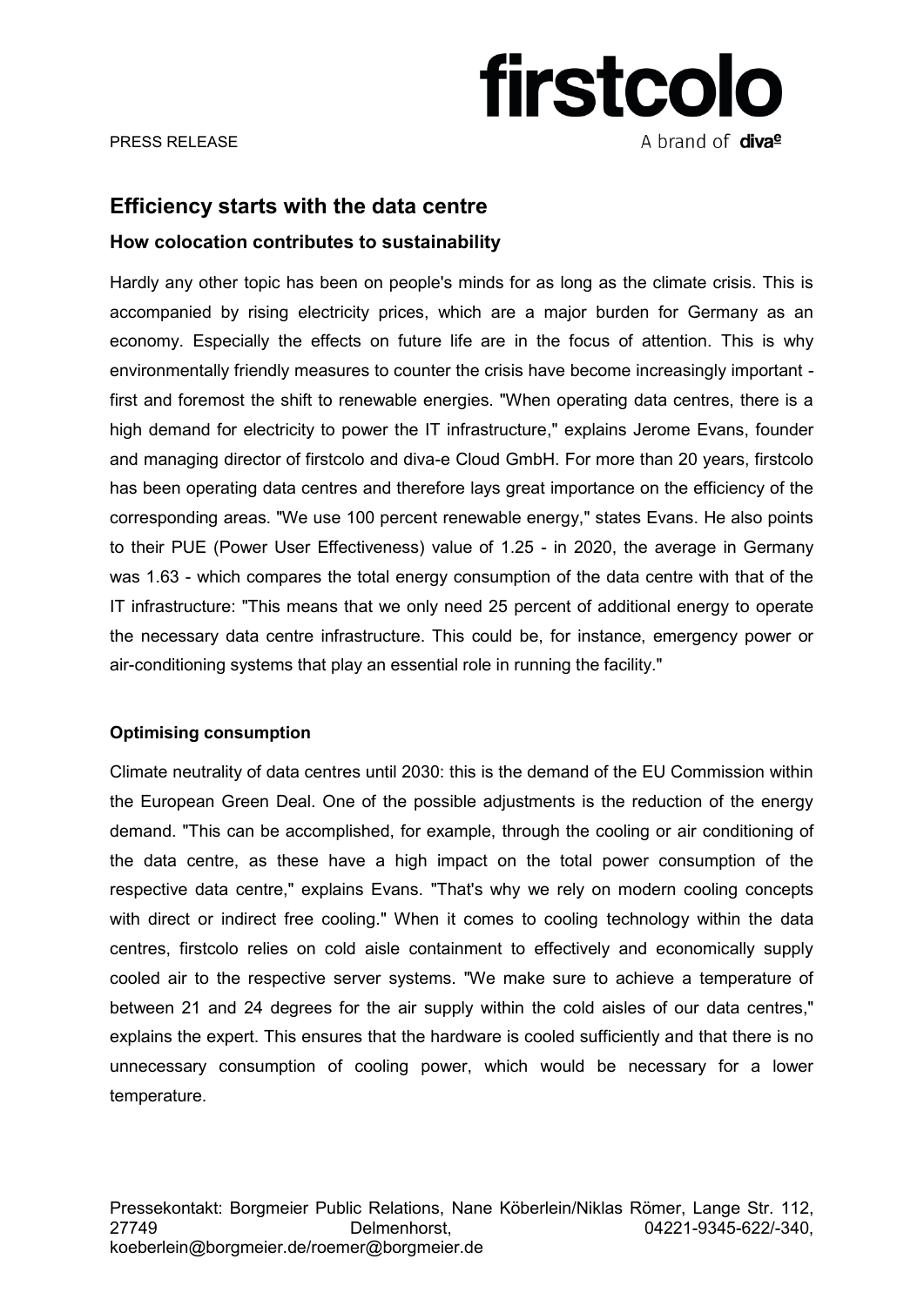PRESS RELEASE

firstcolo
A brand of diva-e

# Efficiency starts with the data centre

## How colocation contributes to sustainability

Hardly any other topic has been on people's minds for as long as the climate crisis. This is accompanied by rising electricity prices, which are a major burden for Germany as an economy. Especially the effects on future life are in the focus of attention. This is why environmentally friendly measures to counter the crisis have become increasingly important - first and foremost the shift to renewable energies. "When operating data centres, there is a high demand for electricity to power the IT infrastructure," explains Jerome Evans, founder and managing director of firstcolo and diva-e Cloud GmbH. For more than 20 years, firstcolo has been operating data centres and therefore lays great importance on the efficiency of the corresponding areas. "We use 100 percent renewable energy," states Evans. He also points to their PUE (Power User Effectiveness) value of 1.25 - in 2020, the average in Germany was 1.63 - which compares the total energy consumption of the data centre with that of the IT infrastructure: "This means that we only need 25 percent of additional energy to operate the necessary data centre infrastructure. This could be, for instance, emergency power or air-conditioning systems that play an essential role in running the facility."

### Optimising consumption

Climate neutrality of data centres until 2030: this is the demand of the EU Commission within the European Green Deal. One of the possible adjustments is the reduction of the energy demand. "This can be accomplished, for example, through the cooling or air conditioning of the data centre, as these have a high impact on the total power consumption of the respective data centre," explains Evans. "That's why we rely on modern cooling concepts with direct or indirect free cooling." When it comes to cooling technology within the data centres, firstcolo relies on cold aisle containment to effectively and economically supply cooled air to the respective server systems. "We make sure to achieve a temperature of between 21 and 24 degrees for the air supply within the cold aisles of our data centres," explains the expert. This ensures that the hardware is cooled sufficiently and that there is no unnecessary consumption of cooling power, which would be necessary for a lower temperature.

Pressekontakt: Borgmeier Public Relations, Nane Köberlein/Niklas Römer, Lange Str. 112, 27749 Delmenhorst, 04221-9345-622/-340, koeberlein@borgmeier.de/roemer@borgmeier.de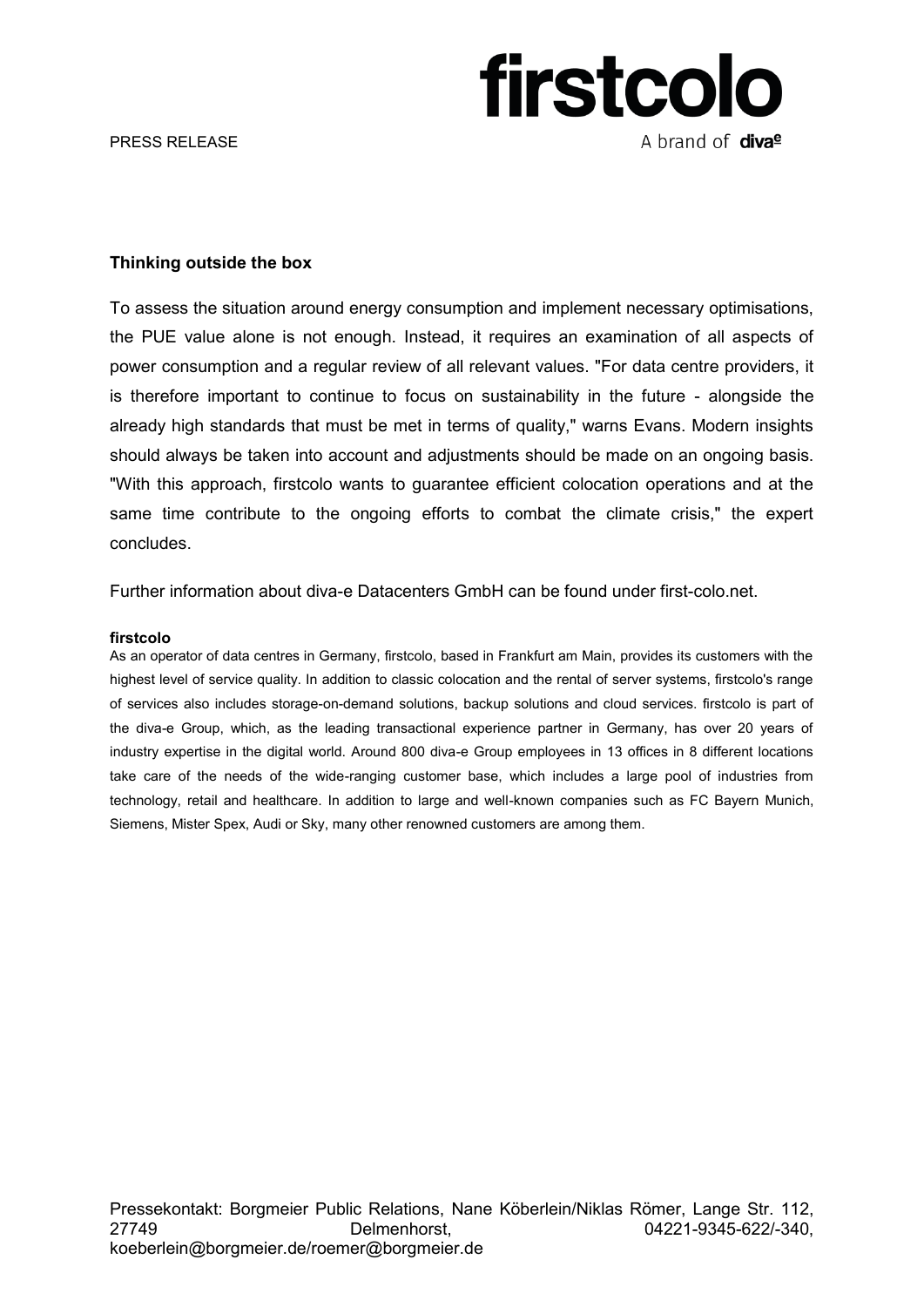**Thinking outside the box**

To assess the situation around energy consumption and implement necessary optimisations, the PUE value alone is not enough. Instead, it requires an examination of all aspects of power consumption and a regular review of all relevant values. "For data centre providers, it is therefore important to continue to focus on sustainability in the future - alongside the already high standards that must be met in terms of quality," warns Evans. Modern insights should always be taken into account and adjustments should be made on an ongoing basis. "With this approach, firstcolo wants to guarantee efficient colocation operations and at the same time contribute to the ongoing efforts to combat the climate crisis," the expert concludes.

Further information about diva-e Datacenters GmbH can be found under first-colo.net.

**firstcolo**

As an operator of data centres in Germany, firstcolo, based in Frankfurt am Main, provides its customers with the highest level of service quality. In addition to classic colocation and the rental of server systems, firstcolo's range of services also includes storage-on-demand solutions, backup solutions and cloud services. firstcolo is part of the diva-e Group, which, as the leading transactional experience partner in Germany, has over 20 years of industry expertise in the digital world. Around 800 diva-e Group employees in 13 offices in 8 different locations take care of the needs of the wide-ranging customer base, which includes a large pool of industries from technology, retail and healthcare. In addition to large and well-known companies such as FC Bayern Munich, Siemens, Mister Spex, Audi or Sky, many other renowned customers are among them.

Pressekontakt: Borgmeier Public Relations, Nane Köberlein/Niklas Römer, Lange Str. 112, 27749 Delmenhorst, 04221-9345-622/-340, koeberlein@borgmeier.de/roemer@borgmeier.de